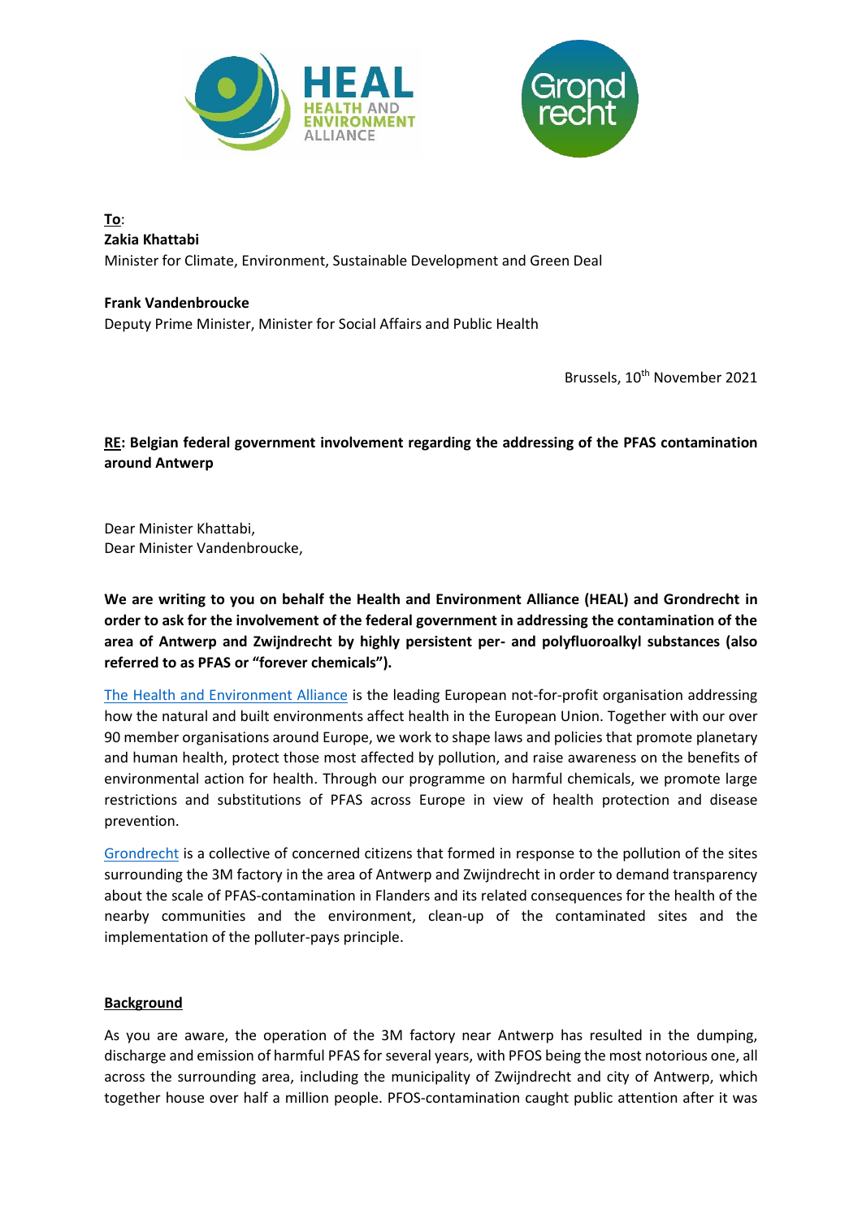**To**:
**Zakia Khattabi**
Minister for Climate, Environment, Sustainable Development and Green Deal

**Frank Vandenbroucke**
Deputy Prime Minister, Minister for Social Affairs and Public Health

Brussels, 10th November 2021

**RE: Belgian federal government involvement regarding the addressing of the PFAS contamination around Antwerp**

Dear Minister Khattabi,
Dear Minister Vandenbroucke,

**We are writing to you on behalf the Health and Environment Alliance (HEAL) and Grondrecht in order to ask for the involvement of the federal government in addressing the contamination of the area of Antwerp and Zwijndrecht by highly persistent per- and polyfluoroalkyl substances (also referred to as PFAS or "forever chemicals").**

The Health and Environment Alliance is the leading European not-for-profit organisation addressing how the natural and built environments affect health in the European Union. Together with our over 90 member organisations around Europe, we work to shape laws and policies that promote planetary and human health, protect those most affected by pollution, and raise awareness on the benefits of environmental action for health. Through our programme on harmful chemicals, we promote large restrictions and substitutions of PFAS across Europe in view of health protection and disease prevention.

Grondrecht is a collective of concerned citizens that formed in response to the pollution of the sites surrounding the 3M factory in the area of Antwerp and Zwijndrecht in order to demand transparency about the scale of PFAS-contamination in Flanders and its related consequences for the health of the nearby communities and the environment, clean-up of the contaminated sites and the implementation of the polluter-pays principle.

**Background**

As you are aware, the operation of the 3M factory near Antwerp has resulted in the dumping, discharge and emission of harmful PFAS for several years, with PFOS being the most notorious one, all across the surrounding area, including the municipality of Zwijndrecht and city of Antwerp, which together house over half a million people. PFOS-contamination caught public attention after it was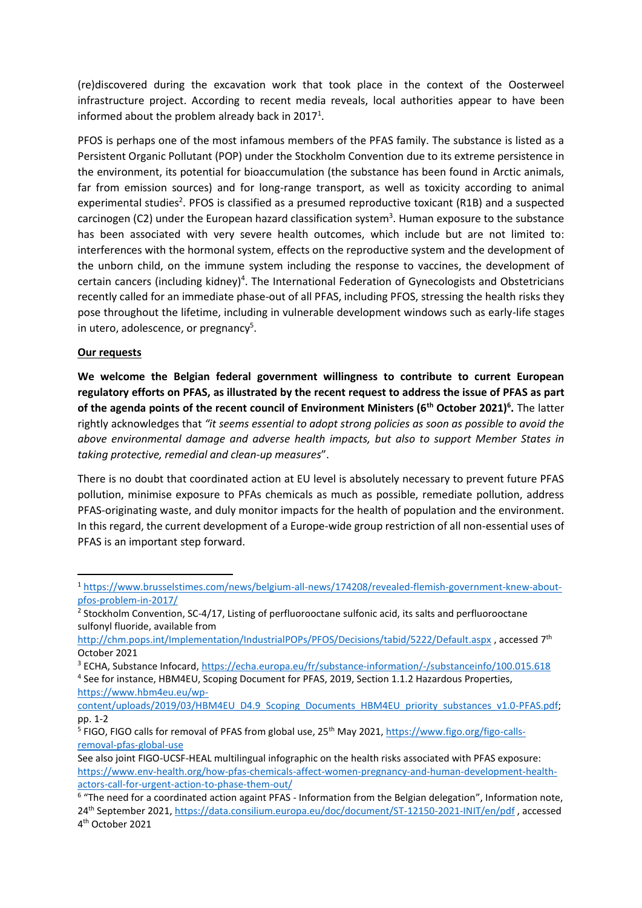(re)discovered during the excavation work that took place in the context of the Oosterweel infrastructure project. According to recent media reveals, local authorities appear to have been informed about the problem already back in 2017[1].

PFOS is perhaps one of the most infamous members of the PFAS family. The substance is listed as a Persistent Organic Pollutant (POP) under the Stockholm Convention due to its extreme persistence in the environment, its potential for bioaccumulation (the substance has been found in Arctic animals, far from emission sources) and for long-range transport, as well as toxicity according to animal experimental studies[2]. PFOS is classified as a presumed reproductive toxicant (R1B) and a suspected carcinogen (C2) under the European hazard classification system[3]. Human exposure to the substance has been associated with very severe health outcomes, which include but are not limited to: interferences with the hormonal system, effects on the reproductive system and the development of the unborn child, on the immune system including the response to vaccines, the development of certain cancers (including kidney)[4]. The International Federation of Gynecologists and Obstetricians recently called for an immediate phase-out of all PFAS, including PFOS, stressing the health risks they pose throughout the lifetime, including in vulnerable development windows such as early-life stages in utero, adolescence, or pregnancy[5].

**Our requests**

**We welcome the Belgian federal government willingness to contribute to current European regulatory efforts on PFAS, as illustrated by the recent request to address the issue of PFAS as part of the agenda points of the recent council of Environment Ministers (6th October 2021)[6].** The latter rightly acknowledges that *"it seems essential to adopt strong policies as soon as possible to avoid the above environmental damage and adverse health impacts, but also to support Member States in taking protective, remedial and clean-up measures*".

There is no doubt that coordinated action at EU level is absolutely necessary to prevent future PFAS pollution, minimise exposure to PFAs chemicals as much as possible, remediate pollution, address PFAS-originating waste, and duly monitor impacts for the health of population and the environment. In this regard, the current development of a Europe-wide group restriction of all non-essential uses of PFAS is an important step forward.

---

[1] https://www.brusselstimes.com/news/belgium-all-news/174208/revealed-flemish-government-knew-about-pfos-problem-in-2017/

[2] Stockholm Convention, SC-4/17, Listing of perfluorooctane sulfonic acid, its salts and perfluorooctane sulfonyl fluoride, available from http://chm.pops.int/Implementation/IndustrialPOPs/PFOS/Decisions/tabid/5222/Default.aspx , accessed 7th October 2021

[3] ECHA, Substance Infocard, https://echa.europa.eu/fr/substance-information/-/substanceinfo/100.015.618

[4] See for instance, HBM4EU, Scoping Document for PFAS, 2019, Section 1.1.2 Hazardous Properties, https://www.hbm4eu.eu/wp-content/uploads/2019/03/HBM4EU_D4.9_Scoping_Documents_HBM4EU_priority_substances_v1.0-PFAS.pdf; pp. 1-2

[5] FIGO, FIGO calls for removal of PFAS from global use, 25th May 2021, https://www.figo.org/figo-calls-removal-pfas-global-use

See also joint FIGO-UCSF-HEAL multilingual infographic on the health risks associated with PFAS exposure: https://www.env-health.org/how-pfas-chemicals-affect-women-pregnancy-and-human-development-health-actors-call-for-urgent-action-to-phase-them-out/

[6] "The need for a coordinated action againt PFAS - Information from the Belgian delegation", Information note, 24th September 2021, https://data.consilium.europa.eu/doc/document/ST-12150-2021-INIT/en/pdf , accessed 4th October 2021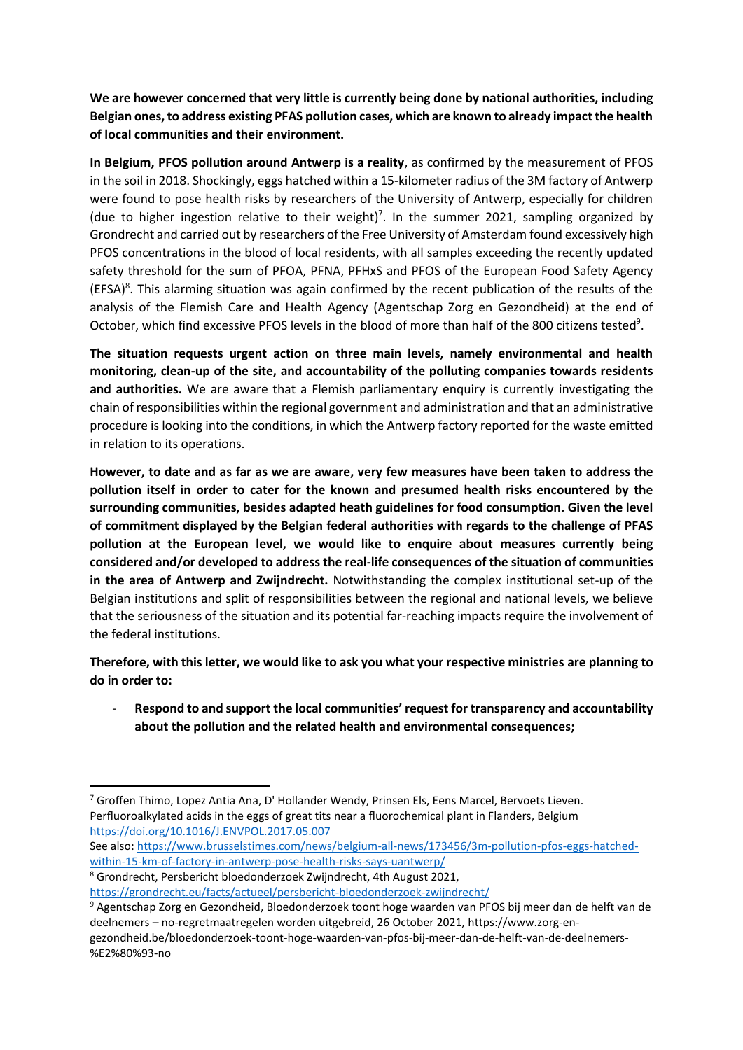**We are however concerned that very little is currently being done by national authorities, including Belgian ones, to address existing PFAS pollution cases, which are known to already impact the health of local communities and their environment.**

**In Belgium, PFOS pollution around Antwerp is a reality**, as confirmed by the measurement of PFOS in the soil in 2018. Shockingly, eggs hatched within a 15-kilometer radius of the 3M factory of Antwerp were found to pose health risks by researchers of the University of Antwerp, especially for children (due to higher ingestion relative to their weight)[7]. In the summer 2021, sampling organized by Grondrecht and carried out by researchers of the Free University of Amsterdam found excessively high PFOS concentrations in the blood of local residents, with all samples exceeding the recently updated safety threshold for the sum of PFOA, PFNA, PFHxS and PFOS of the European Food Safety Agency (EFSA)[8]. This alarming situation was again confirmed by the recent publication of the results of the analysis of the Flemish Care and Health Agency (Agentschap Zorg en Gezondheid) at the end of October, which find excessive PFOS levels in the blood of more than half of the 800 citizens tested[9].

**The situation requests urgent action on three main levels, namely environmental and health monitoring, clean-up of the site, and accountability of the polluting companies towards residents and authorities.** We are aware that a Flemish parliamentary enquiry is currently investigating the chain of responsibilities within the regional government and administration and that an administrative procedure is looking into the conditions, in which the Antwerp factory reported for the waste emitted in relation to its operations.

**However, to date and as far as we are aware, very few measures have been taken to address the pollution itself in order to cater for the known and presumed health risks encountered by the surrounding communities, besides adapted heath guidelines for food consumption. Given the level of commitment displayed by the Belgian federal authorities with regards to the challenge of PFAS pollution at the European level, we would like to enquire about measures currently being considered and/or developed to address the real-life consequences of the situation of communities in the area of Antwerp and Zwijndrecht.** Notwithstanding the complex institutional set-up of the Belgian institutions and split of responsibilities between the regional and national levels, we believe that the seriousness of the situation and its potential far-reaching impacts require the involvement of the federal institutions.

**Therefore, with this letter, we would like to ask you what your respective ministries are planning to do in order to:**

- **Respond to and support the local communities' request for transparency and accountability about the pollution and the related health and environmental consequences;**

---

[7] Groffen Thimo, Lopez Antia Ana, D' Hollander Wendy, Prinsen Els, Eens Marcel, Bervoets Lieven. Perfluoroalkylated acids in the eggs of great tits near a fluorochemical plant in Flanders, Belgium https://doi.org/10.1016/J.ENVPOL.2017.05.007
See also: https://www.brusselstimes.com/news/belgium-all-news/173456/3m-pollution-pfos-eggs-hatched-within-15-km-of-factory-in-antwerp-pose-health-risks-says-uantwerp/

[8] Grondrecht, Persbericht bloedonderzoek Zwijndrecht, 4th August 2021, https://grondrecht.eu/facts/actueel/persbericht-bloedonderzoek-zwijndrecht/

[9] Agentschap Zorg en Gezondheid, Bloedonderzoek toont hoge waarden van PFOS bij meer dan de helft van de deelnemers – no-regretmaatregelen worden uitgebreid, 26 October 2021, https://www.zorg-en-gezondheid.be/bloedonderzoek-toont-hoge-waarden-van-pfos-bij-meer-dan-de-helft-van-de-deelnemers-%E2%80%93-no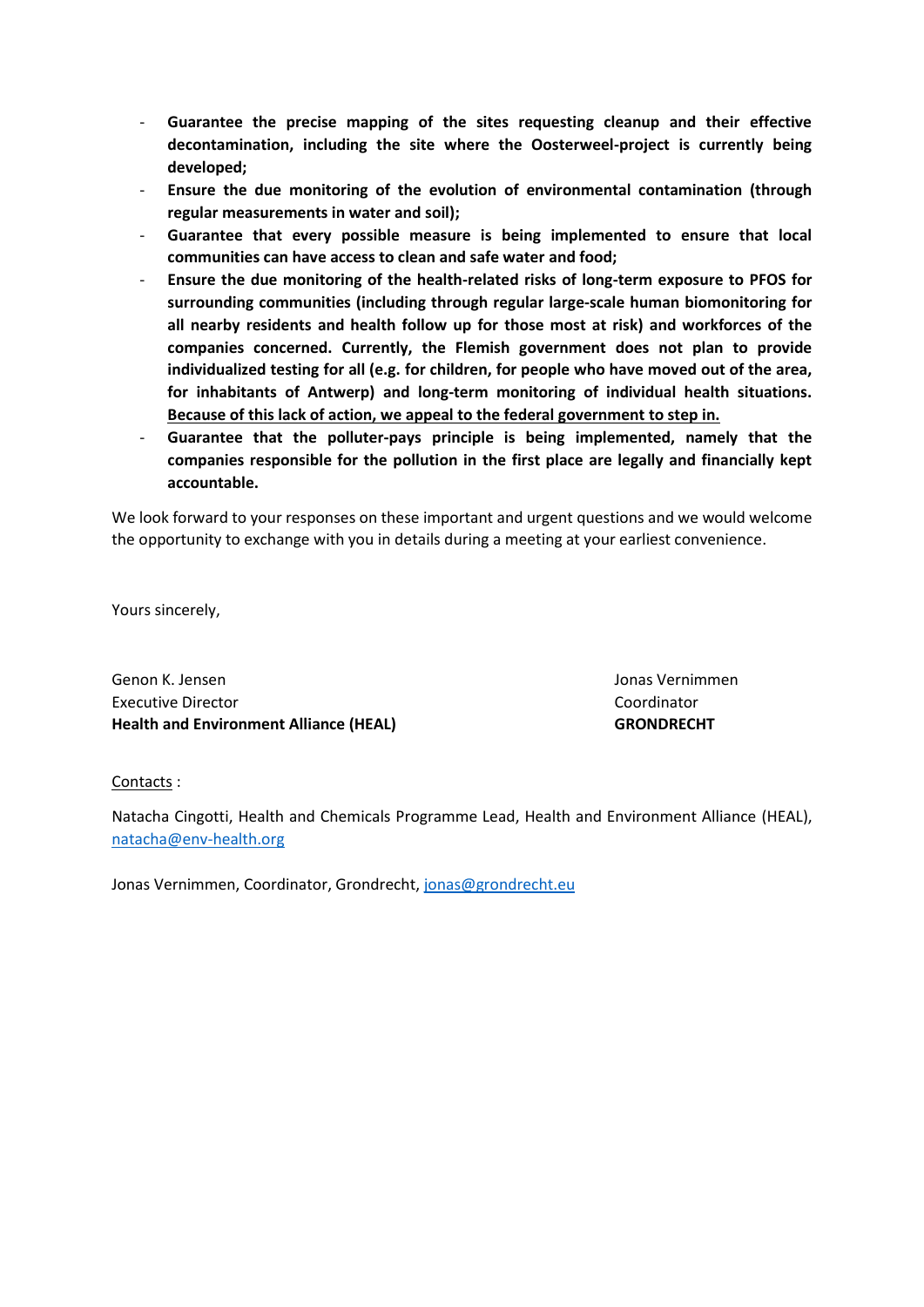- **Guarantee the precise mapping of the sites requesting cleanup and their effective decontamination, including the site where the Oosterweel-project is currently being developed;**
- **Ensure the due monitoring of the evolution of environmental contamination (through regular measurements in water and soil);**
- **Guarantee that every possible measure is being implemented to ensure that local communities can have access to clean and safe water and food;**
- **Ensure the due monitoring of the health-related risks of long-term exposure to PFOS for surrounding communities (including through regular large-scale human biomonitoring for all nearby residents and health follow up for those most at risk) and workforces of the companies concerned. Currently, the Flemish government does not plan to provide individualized testing for all (e.g. for children, for people who have moved out of the area, for inhabitants of Antwerp) and long-term monitoring of individual health situations. <u>Because of this lack of action, we appeal to the federal government to step in.</u>**
- **Guarantee that the polluter-pays principle is being implemented, namely that the companies responsible for the pollution in the first place are legally and financially kept accountable.**

We look forward to your responses on these important and urgent questions and we would welcome the opportunity to exchange with you in details during a meeting at your earliest convenience.

Yours sincerely,

Genon K. Jensen
Executive Director
**Health and Environment Alliance (HEAL)**

Jonas Vernimmen
Coordinator
**GRONDRECHT**

<u>Contacts</u> :

Natacha Cingotti, Health and Chemicals Programme Lead, Health and Environment Alliance (HEAL), natacha@env-health.org

Jonas Vernimmen, Coordinator, Grondrecht, jonas@grondrecht.eu